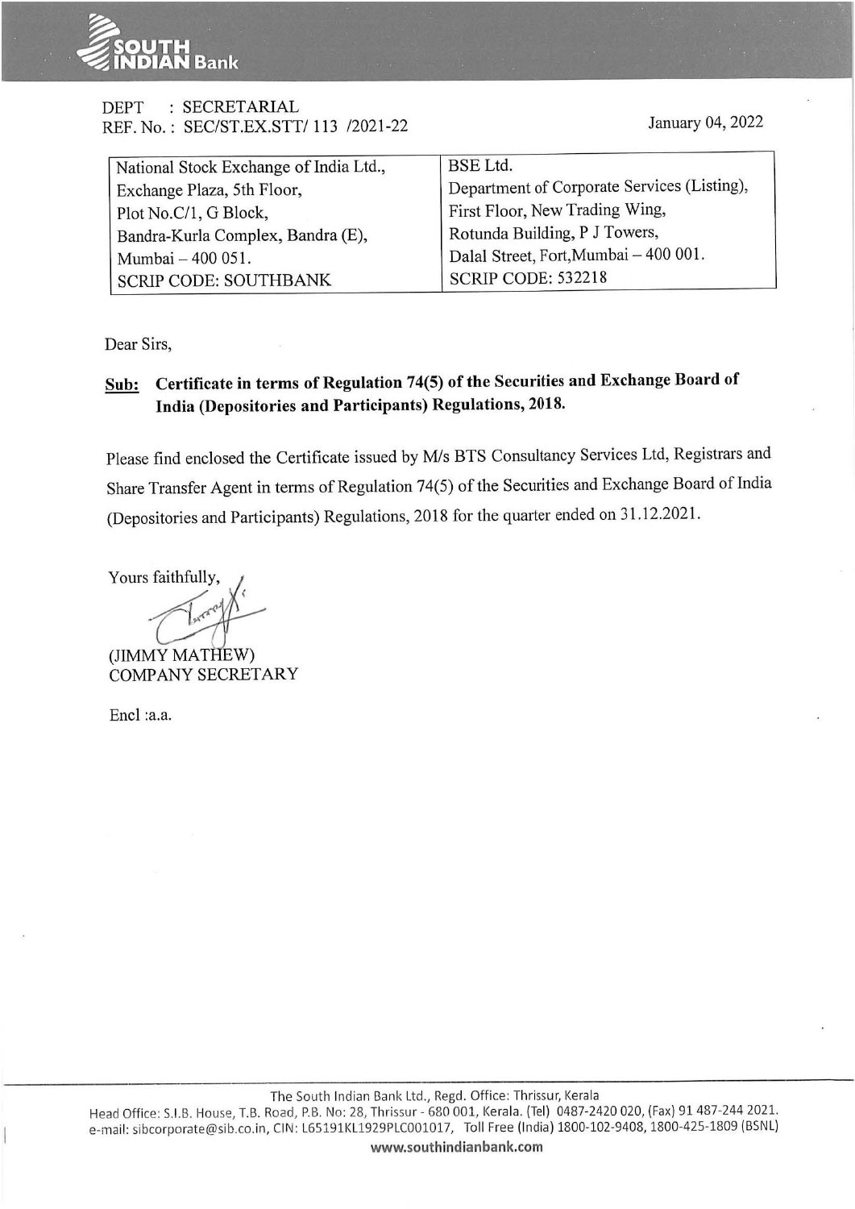DEPT : SECRETARIAL
REF. No. : SEC/ST.EX.STT/ 113 /2021-22

January 04, 2022

| National Stock Exchange of India Ltd., Exchange Plaza, 5th Floor, Plot No.C/1, G Block, Bandra-Kurla Complex, Bandra (E), Mumbai – 400 051. SCRIP CODE: SOUTHBANK | BSE Ltd. Department of Corporate Services (Listing), First Floor, New Trading Wing, Rotunda Building, P J Towers, Dalal Street, Fort,Mumbai – 400 001. SCRIP CODE: 532218 |
|---|---|

Dear Sirs,

**Sub: Certificate in terms of Regulation 74(5) of the Securities and Exchange Board of India (Depositories and Participants) Regulations, 2018.**

Please find enclosed the Certificate issued by M/s BTS Consultancy Services Ltd, Registrars and Share Transfer Agent in terms of Regulation 74(5) of the Securities and Exchange Board of India (Depositories and Participants) Regulations, 2018 for the quarter ended on 31.12.2021.

Yours faithfully,

(JIMMY MATHEW)
COMPANY SECRETARY

Encl :a.a.

The South Indian Bank Ltd., Regd. Office: Thrissur, Kerala
Head Office: S.I.B. House, T.B. Road, P.B. No: 28, Thrissur - 680 001, Kerala. (Tel) 0487-2420 020, (Fax) 91 487-244 2021.
e-mail: sibcorporate@sib.co.in, CIN: L65191KL1929PLC001017, Toll Free (India) 1800-102-9408, 1800-425-1809 (BSNL)
www.southindianbank.com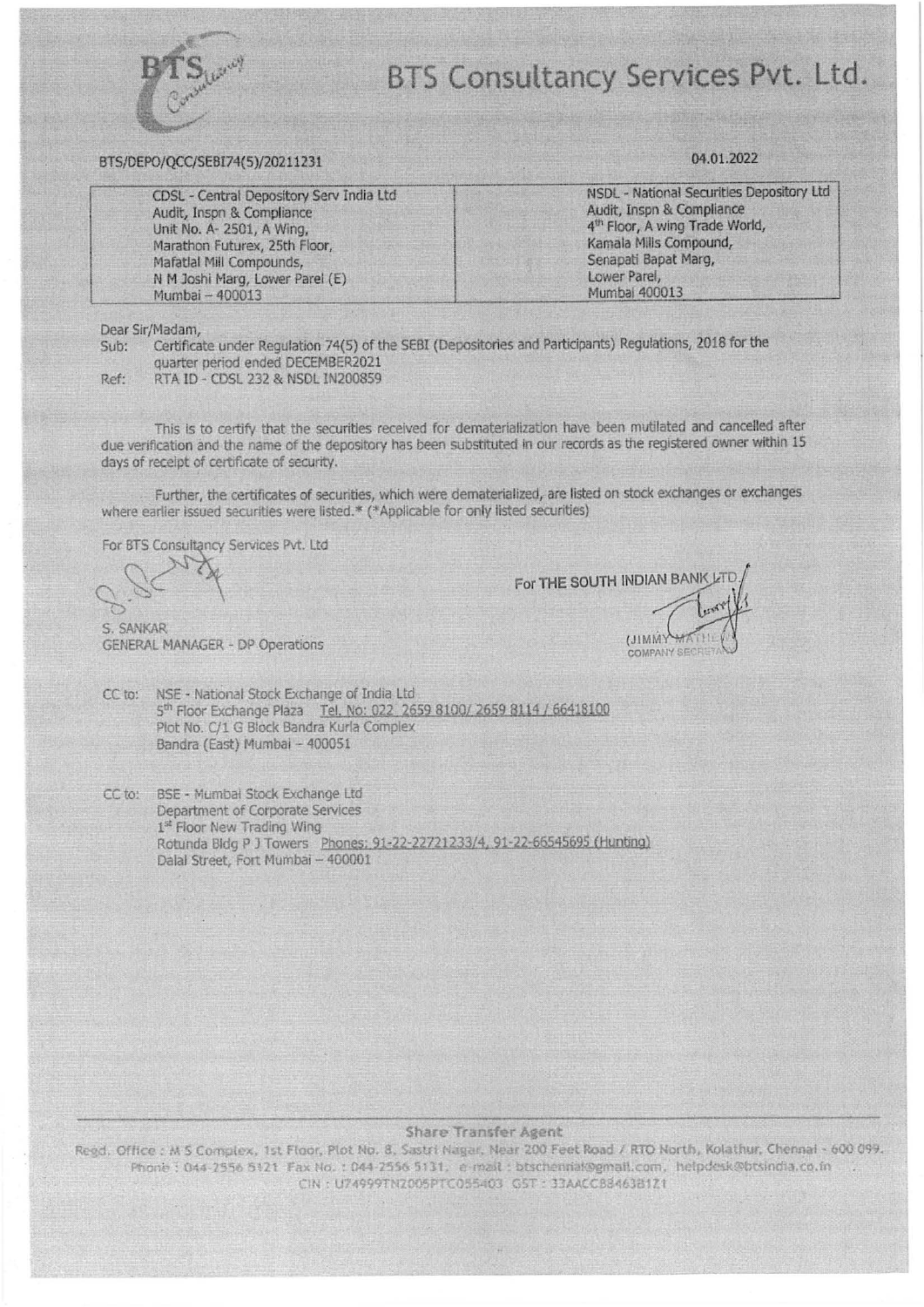# BTS Consultancy Services Pvt. Ltd.

BTS/DEPO/QCC/SEBI74(5)/20211231

04.01.2022

| | |
|---|---|
| CDSL - Central Depository Serv India Ltd<br>Audit, Inspn & Compliance<br>Unit No. A- 2501, A Wing,<br>Marathon Futurex, 25th Floor,<br>Mafatlal Mill Compounds,<br>N M Joshi Marg, Lower Parel (E)<br>Mumbai – 400013 | NSDL - National Securities Depository Ltd<br>Audit, Inspn & Compliance<br>4th Floor, A wing Trade World,<br>Kamala Mills Compound,<br>Senapati Bapat Marg,<br>Lower Parel,<br>Mumbai 400013 |

Dear Sir/Madam,

Sub: Certificate under Regulation 74(5) of the SEBI (Depositories and Participants) Regulations, 2018 for the quarter period ended DECEMBER2021

Ref: RTA ID - CDSL 232 & NSDL IN200859

This is to certify that the securities received for dematerialization have been mutilated and cancelled after due verification and the name of the depository has been substituted in our records as the registered owner within 15 days of receipt of certificate of security.

Further, the certificates of securities, which were dematerialized, are listed on stock exchanges or exchanges where earlier issued securities were listed.* (*Applicable for only listed securities)

For BTS Consultancy Services Pvt. Ltd

S. SANKAR
GENERAL MANAGER - DP Operations

For THE SOUTH INDIAN BANK LTD.

(JIMMY MATHEW)
COMPANY SECRETARY

CC to: NSE - National Stock Exchange of India Ltd
5th Floor Exchange Plaza Tel. No: 022 2659 8100/ 2659 8114 / 66418100
Plot No. C/1 G Block Bandra Kurla Complex
Bandra (East) Mumbai – 400051

CC to: BSE - Mumbai Stock Exchange Ltd
Department of Corporate Services
1st Floor New Trading Wing
Rotunda Bldg P J Towers Phones: 91-22-22721233/4, 91-22-66545695 (Hunting)
Dalal Street, Fort Mumbai – 400001

**Share Transfer Agent**

Regd. Office : M S Complex, 1st Floor, Plot No. 8, Sastri Nagar, Near 200 Feet Road / RTO North, Kolathur, Chennai - 600 099.
Phone : 044-2556 5121 Fax No. : 044-2556 5131. e-mail : btschennai@gmail.com, helpdesk@btsindia.co.in
CIN : U74999TN2005PTC055403 GST : 33AACCB8463B1Z1